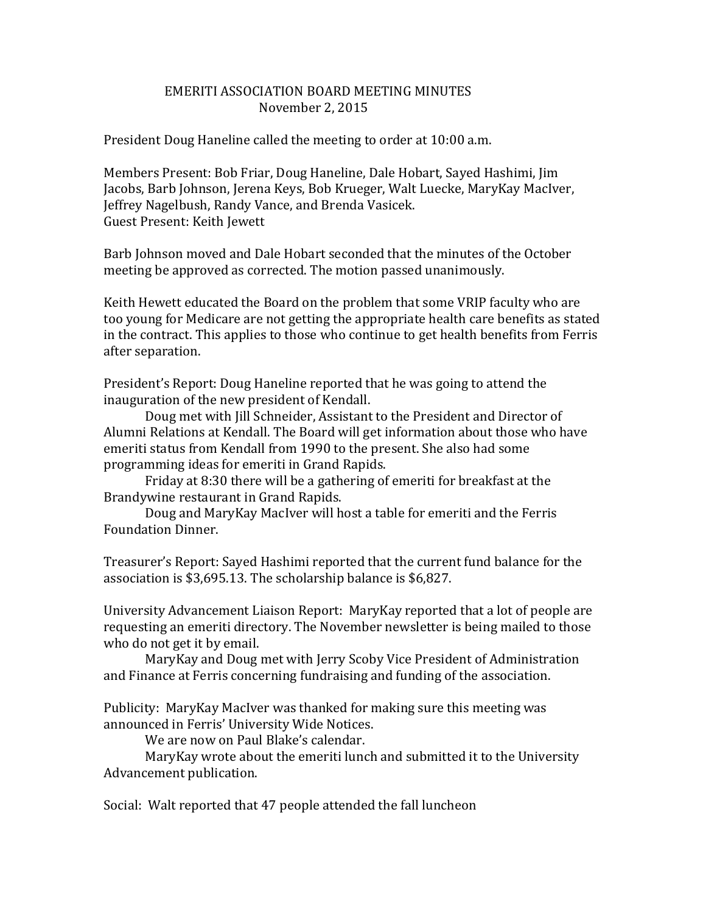# EMERITI ASSOCIATION BOARD MEETING MINUTES
November 2, 2015

President Doug Haneline called the meeting to order at 10:00 a.m.

Members Present: Bob Friar, Doug Haneline, Dale Hobart, Sayed Hashimi, Jim Jacobs, Barb Johnson, Jerena Keys, Bob Krueger, Walt Luecke, MaryKay MacIver, Jeffrey Nagelbush, Randy Vance, and Brenda Vasicek.
Guest Present: Keith Jewett

Barb Johnson moved and Dale Hobart seconded that the minutes of the October meeting be approved as corrected. The motion passed unanimously.

Keith Hewett educated the Board on the problem that some VRIP faculty who are too young for Medicare are not getting the appropriate health care benefits as stated in the contract. This applies to those who continue to get health benefits from Ferris after separation.

President's Report: Doug Haneline reported that he was going to attend the inauguration of the new president of Kendall.

Doug met with Jill Schneider, Assistant to the President and Director of Alumni Relations at Kendall. The Board will get information about those who have emeriti status from Kendall from 1990 to the present. She also had some programming ideas for emeriti in Grand Rapids.

Friday at 8:30 there will be a gathering of emeriti for breakfast at the Brandywine restaurant in Grand Rapids.

Doug and MaryKay MacIver will host a table for emeriti and the Ferris Foundation Dinner.

Treasurer's Report: Sayed Hashimi reported that the current fund balance for the association is $3,695.13. The scholarship balance is $6,827.

University Advancement Liaison Report: MaryKay reported that a lot of people are requesting an emeriti directory. The November newsletter is being mailed to those who do not get it by email.

MaryKay and Doug met with Jerry Scoby Vice President of Administration and Finance at Ferris concerning fundraising and funding of the association.

Publicity: MaryKay MacIver was thanked for making sure this meeting was announced in Ferris' University Wide Notices.

We are now on Paul Blake's calendar.

MaryKay wrote about the emeriti lunch and submitted it to the University Advancement publication.

Social: Walt reported that 47 people attended the fall luncheon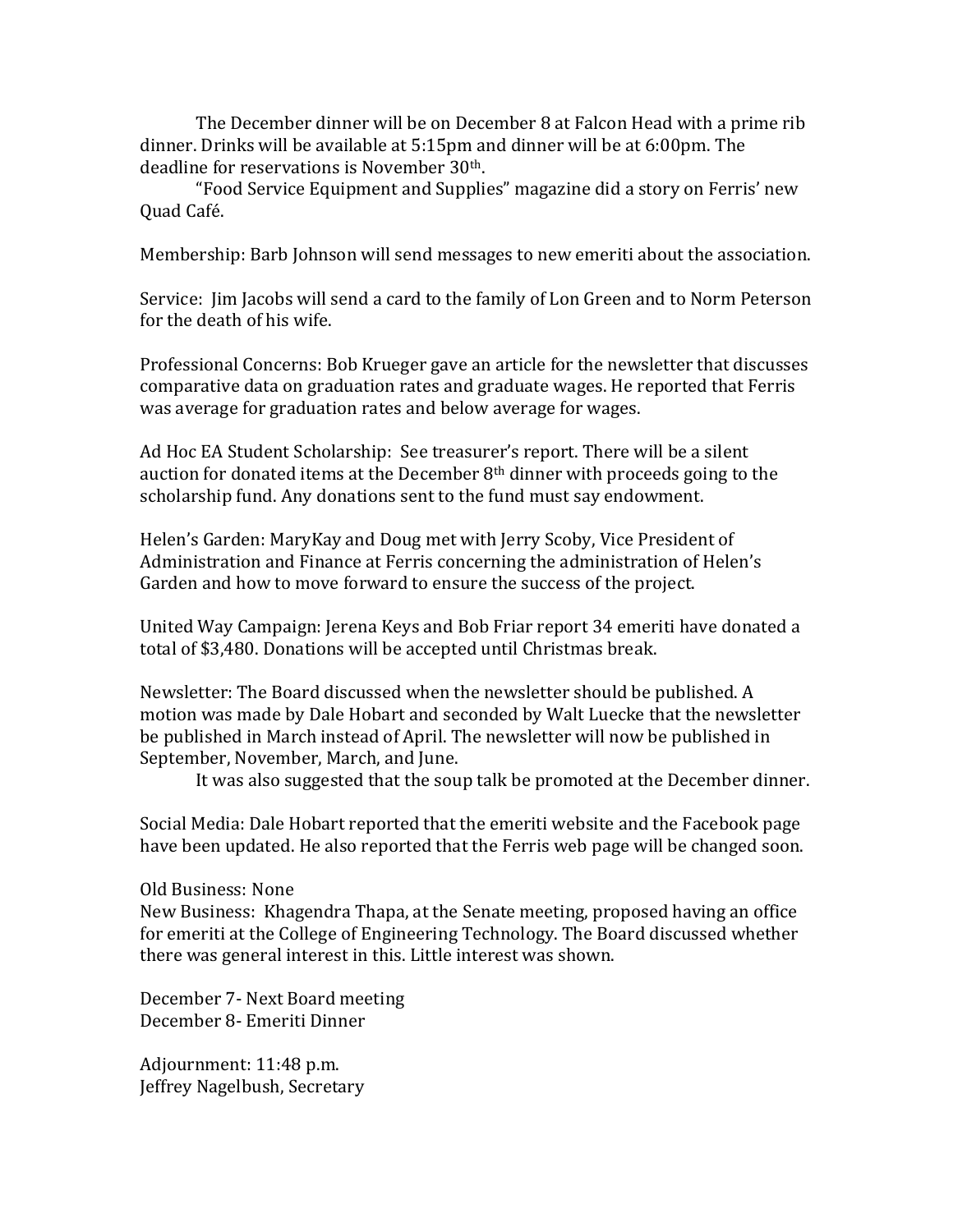The December dinner will be on December 8 at Falcon Head with a prime rib dinner. Drinks will be available at 5:15pm and dinner will be at 6:00pm. The deadline for reservations is November 30th.

"Food Service Equipment and Supplies" magazine did a story on Ferris' new Quad Café.

Membership: Barb Johnson will send messages to new emeriti about the association.

Service: Jim Jacobs will send a card to the family of Lon Green and to Norm Peterson for the death of his wife.

Professional Concerns: Bob Krueger gave an article for the newsletter that discusses comparative data on graduation rates and graduate wages. He reported that Ferris was average for graduation rates and below average for wages.

Ad Hoc EA Student Scholarship: See treasurer's report. There will be a silent auction for donated items at the December 8th dinner with proceeds going to the scholarship fund. Any donations sent to the fund must say endowment.

Helen's Garden: MaryKay and Doug met with Jerry Scoby, Vice President of Administration and Finance at Ferris concerning the administration of Helen's Garden and how to move forward to ensure the success of the project.

United Way Campaign: Jerena Keys and Bob Friar report 34 emeriti have donated a total of $3,480. Donations will be accepted until Christmas break.

Newsletter: The Board discussed when the newsletter should be published. A motion was made by Dale Hobart and seconded by Walt Luecke that the newsletter be published in March instead of April. The newsletter will now be published in September, November, March, and June.

It was also suggested that the soup talk be promoted at the December dinner.

Social Media: Dale Hobart reported that the emeriti website and the Facebook page have been updated. He also reported that the Ferris web page will be changed soon.

Old Business: None

New Business: Khagendra Thapa, at the Senate meeting, proposed having an office for emeriti at the College of Engineering Technology. The Board discussed whether there was general interest in this. Little interest was shown.

December 7- Next Board meeting

December 8- Emeriti Dinner

Adjournment: 11:48 p.m.

Jeffrey Nagelbush, Secretary